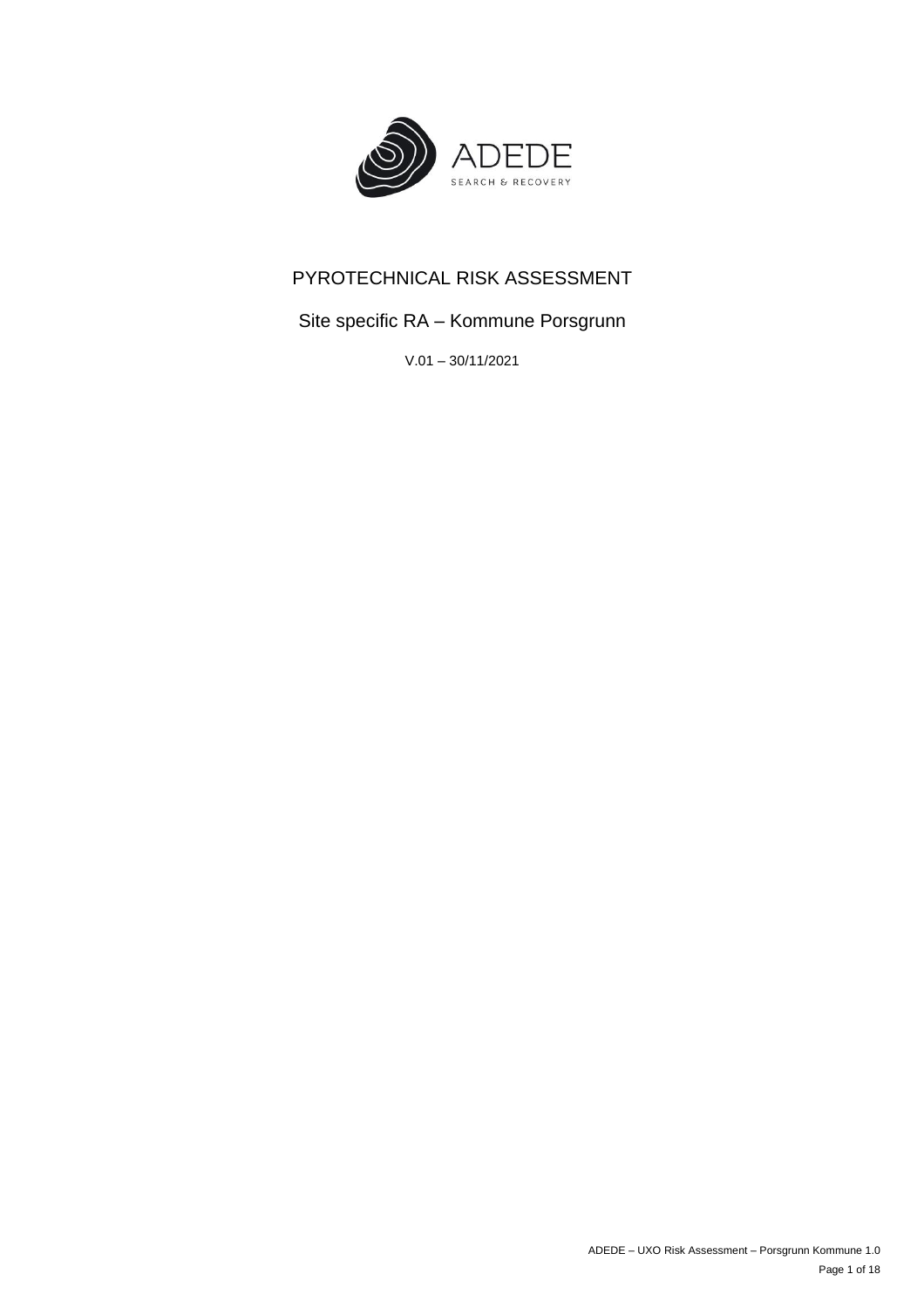ADEDE

SEARCH & RECOVERY

# PYROTECHNICAL RISK ASSESSMENT

## Site specific RA – Kommune Porsgrunn

V.01 – 30/11/2021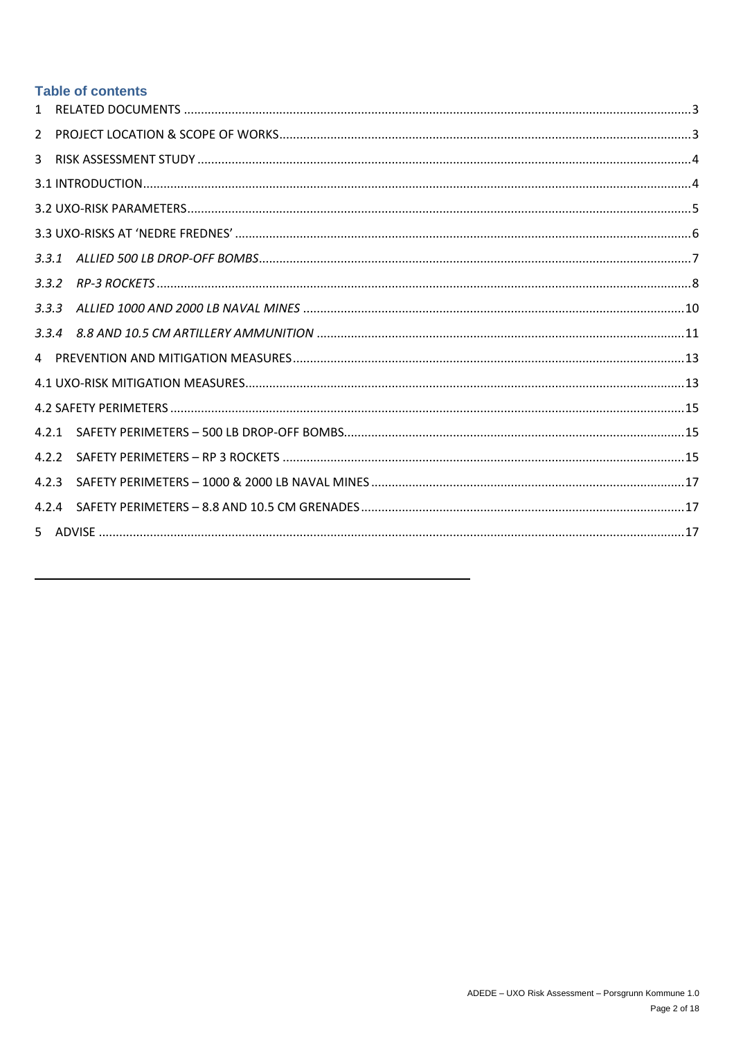## Table of contents

1 RELATED DOCUMENTS ... 3

2 PROJECT LOCATION & SCOPE OF WORKS ... 3

3 RISK ASSESSMENT STUDY ... 4

3.1 INTRODUCTION ... 4

3.2 UXO-RISK PARAMETERS ... 5

3.3 UXO-RISKS AT 'NEDRE FREDNES' ... 6

*3.3.1 ALLIED 500 LB DROP-OFF BOMBS ... 7*

*3.3.2 RP-3 ROCKETS ... 8*

*3.3.3 ALLIED 1000 AND 2000 LB NAVAL MINES ... 10*

*3.3.4 8.8 AND 10.5 CM ARTILLERY AMMUNITION ... 11*

4 PREVENTION AND MITIGATION MEASURES ... 13

4.1 UXO-RISK MITIGATION MEASURES ... 13

4.2 SAFETY PERIMETERS ... 15

4.2.1 SAFETY PERIMETERS – 500 LB DROP-OFF BOMBS ... 15

4.2.2 SAFETY PERIMETERS – RP 3 ROCKETS ... 15

4.2.3 SAFETY PERIMETERS – 1000 & 2000 LB NAVAL MINES ... 17

4.2.4 SAFETY PERIMETERS – 8.8 AND 10.5 CM GRENADES ... 17

5 ADVISE ... 17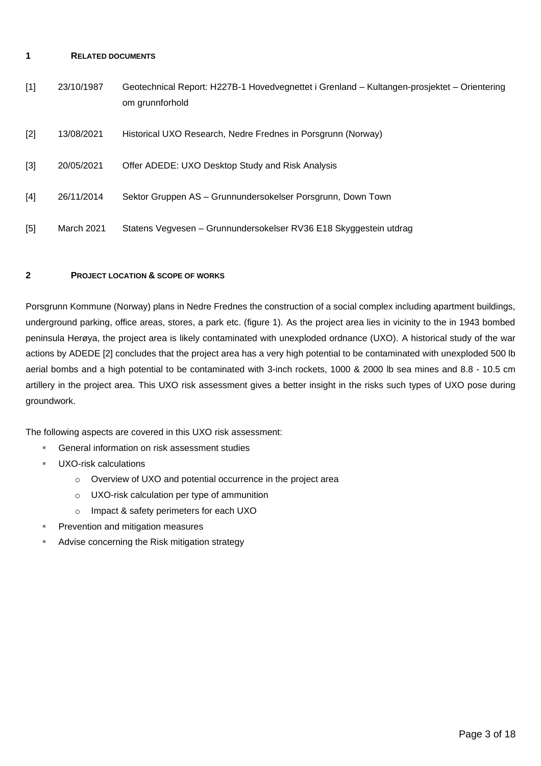## 1 RELATED DOCUMENTS

| | | |
|---|---|---|
| [1] | 23/10/1987 | Geotechnical Report: H227B-1 Hovedvegnettet i Grenland – Kultangen-prosjektet – Orientering om grunnforhold |
| [2] | 13/08/2021 | Historical UXO Research, Nedre Frednes in Porsgrunn (Norway) |
| [3] | 20/05/2021 | Offer ADEDE: UXO Desktop Study and Risk Analysis |
| [4] | 26/11/2014 | Sektor Gruppen AS – Grunnundersokelser Porsgrunn, Down Town |
| [5] | March 2021 | Statens Vegvesen – Grunnundersokelser RV36 E18 Skyggestein utdrag |

## 2 PROJECT LOCATION & SCOPE OF WORKS

Porsgrunn Kommune (Norway) plans in Nedre Frednes the construction of a social complex including apartment buildings, underground parking, office areas, stores, a park etc. (figure 1). As the project area lies in vicinity to the in 1943 bombed peninsula Herøya, the project area is likely contaminated with unexploded ordnance (UXO). A historical study of the war actions by ADEDE [2] concludes that the project area has a very high potential to be contaminated with unexploded 500 lb aerial bombs and a high potential to be contaminated with 3-inch rockets, 1000 & 2000 lb sea mines and 8.8 - 10.5 cm artillery in the project area. This UXO risk assessment gives a better insight in the risks such types of UXO pose during groundwork.

The following aspects are covered in this UXO risk assessment:

- General information on risk assessment studies
- UXO-risk calculations
  - Overview of UXO and potential occurrence in the project area
  - UXO-risk calculation per type of ammunition
  - Impact & safety perimeters for each UXO
- Prevention and mitigation measures
- Advise concerning the Risk mitigation strategy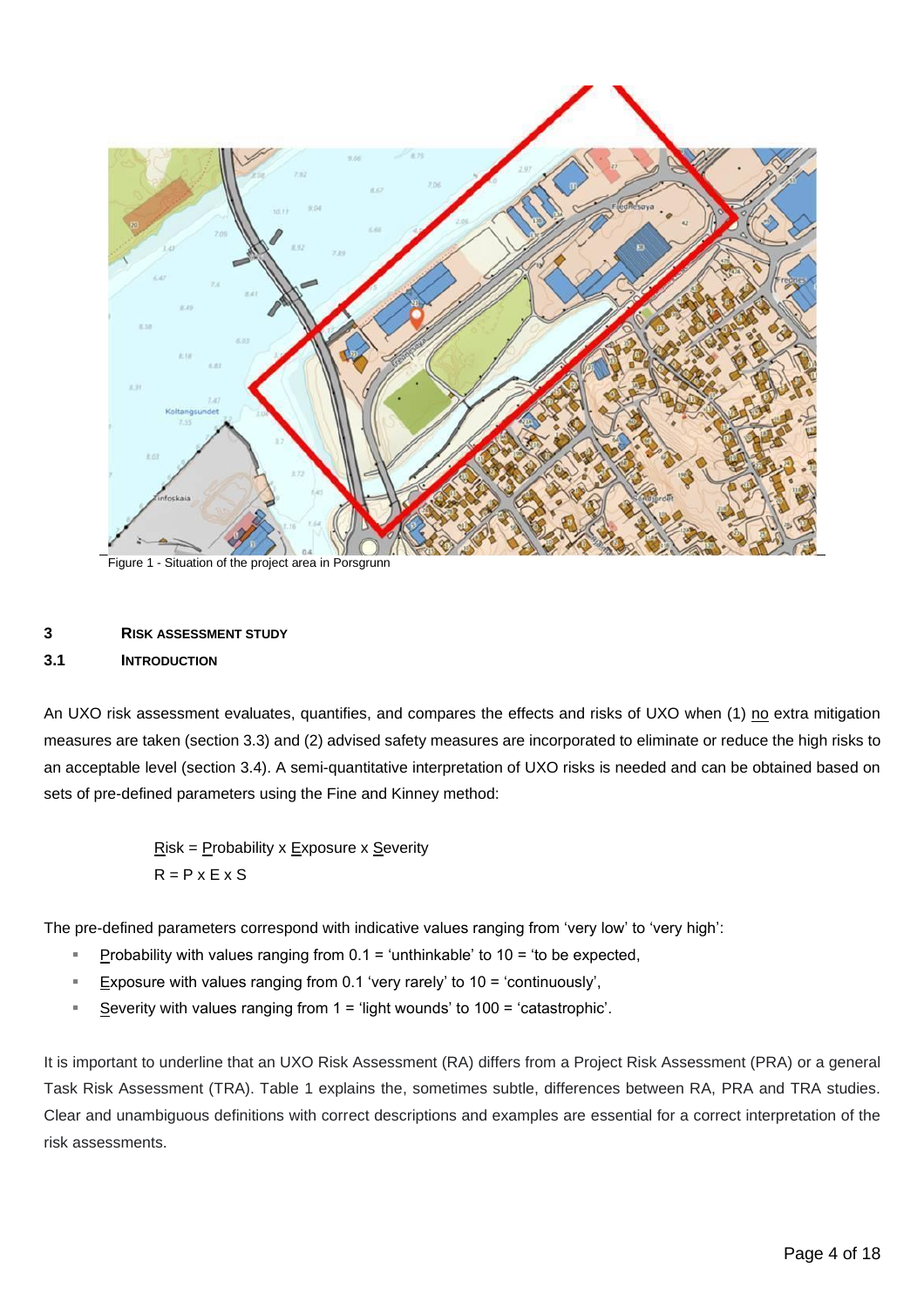Figure 1 - Situation of the project area in Porsgrunn

## 3 RISK ASSESSMENT STUDY

### 3.1 INTRODUCTION

An UXO risk assessment evaluates, quantifies, and compares the effects and risks of UXO when (1) no extra mitigation measures are taken (section 3.3) and (2) advised safety measures are incorporated to eliminate or reduce the high risks to an acceptable level (section 3.4). A semi-quantitative interpretation of UXO risks is needed and can be obtained based on sets of pre-defined parameters using the Fine and Kinney method:

Risk = Probability x Exposure x Severity
R = P x E x S

The pre-defined parameters correspond with indicative values ranging from 'very low' to 'very high':

- Probability with values ranging from 0.1 = 'unthinkable' to 10 = 'to be expected,
- Exposure with values ranging from 0.1 'very rarely' to 10 = 'continuously',
- Severity with values ranging from 1 = 'light wounds' to 100 = 'catastrophic'.

It is important to underline that an UXO Risk Assessment (RA) differs from a Project Risk Assessment (PRA) or a general Task Risk Assessment (TRA). Table 1 explains the, sometimes subtle, differences between RA, PRA and TRA studies. Clear and unambiguous definitions with correct descriptions and examples are essential for a correct interpretation of the risk assessments.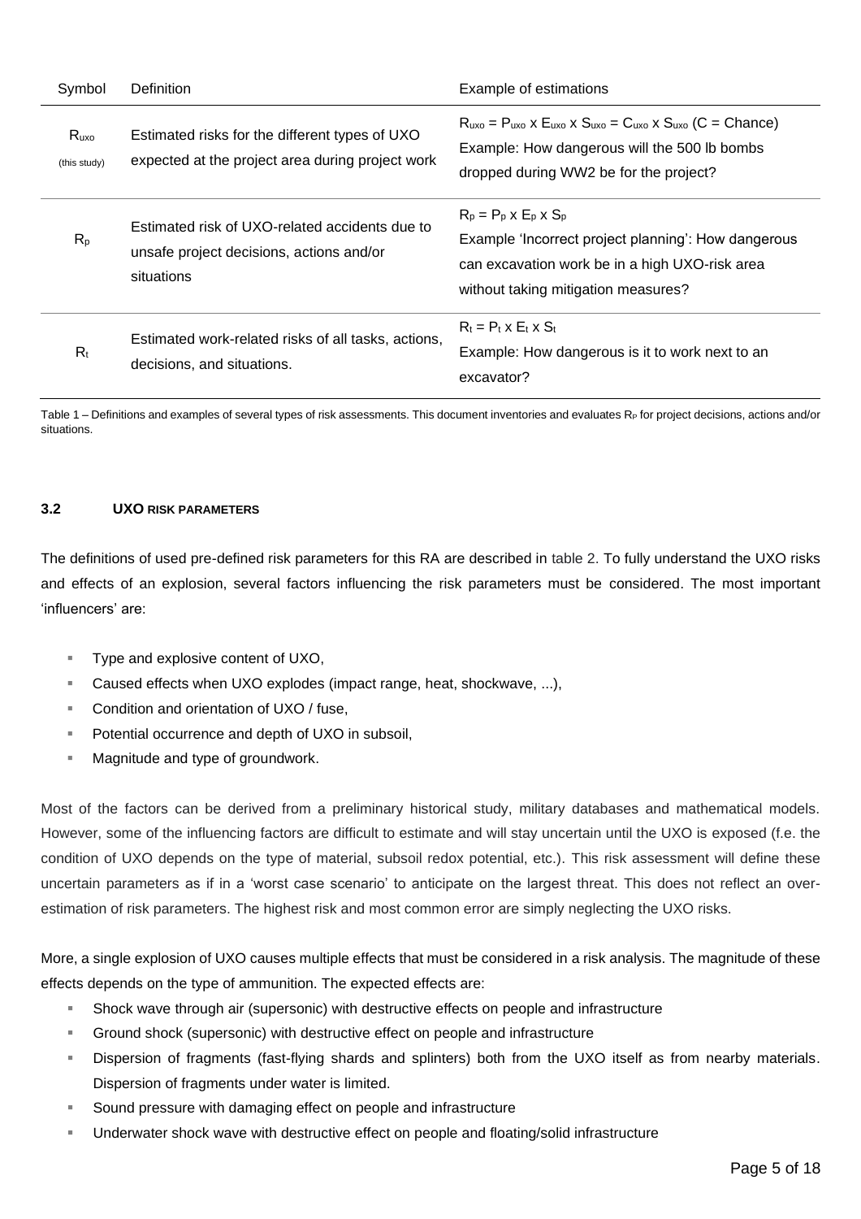| Symbol | Definition | Example of estimations |
| --- | --- | --- |
| $R_{uxo}$ (this study) | Estimated risks for the different types of UXO expected at the project area during project work | $R_{uxo} = P_{uxo} \times E_{uxo} \times S_{uxo} = C_{uxo} \times S_{uxo}$ (C = Chance)<br>Example: How dangerous will the 500 lb bombs dropped during WW2 be for the project? |
| $R_p$ | Estimated risk of UXO-related accidents due to unsafe project decisions, actions and/or situations | $R_p = P_p \times E_p \times S_p$<br>Example 'Incorrect project planning': How dangerous can excavation work be in a high UXO-risk area without taking mitigation measures? |
| $R_t$ | Estimated work-related risks of all tasks, actions, decisions, and situations. | $R_t = P_t \times E_t \times S_t$<br>Example: How dangerous is it to work next to an excavator? |

Table 1 – Definitions and examples of several types of risk assessments. This document inventories and evaluates $R_P$ for project decisions, actions and/or situations.

### 3.2 UXO RISK PARAMETERS

The definitions of used pre-defined risk parameters for this RA are described in table 2. To fully understand the UXO risks and effects of an explosion, several factors influencing the risk parameters must be considered. The most important 'influencers' are:

- Type and explosive content of UXO,
- Caused effects when UXO explodes (impact range, heat, shockwave, ...),
- Condition and orientation of UXO / fuse,
- Potential occurrence and depth of UXO in subsoil,
- Magnitude and type of groundwork.

Most of the factors can be derived from a preliminary historical study, military databases and mathematical models. However, some of the influencing factors are difficult to estimate and will stay uncertain until the UXO is exposed (f.e. the condition of UXO depends on the type of material, subsoil redox potential, etc.). This risk assessment will define these uncertain parameters as if in a 'worst case scenario' to anticipate on the largest threat. This does not reflect an over-estimation of risk parameters. The highest risk and most common error are simply neglecting the UXO risks.

More, a single explosion of UXO causes multiple effects that must be considered in a risk analysis. The magnitude of these effects depends on the type of ammunition. The expected effects are:

- Shock wave through air (supersonic) with destructive effects on people and infrastructure
- Ground shock (supersonic) with destructive effect on people and infrastructure
- Dispersion of fragments (fast-flying shards and splinters) both from the UXO itself as from nearby materials. Dispersion of fragments under water is limited.
- Sound pressure with damaging effect on people and infrastructure
- Underwater shock wave with destructive effect on people and floating/solid infrastructure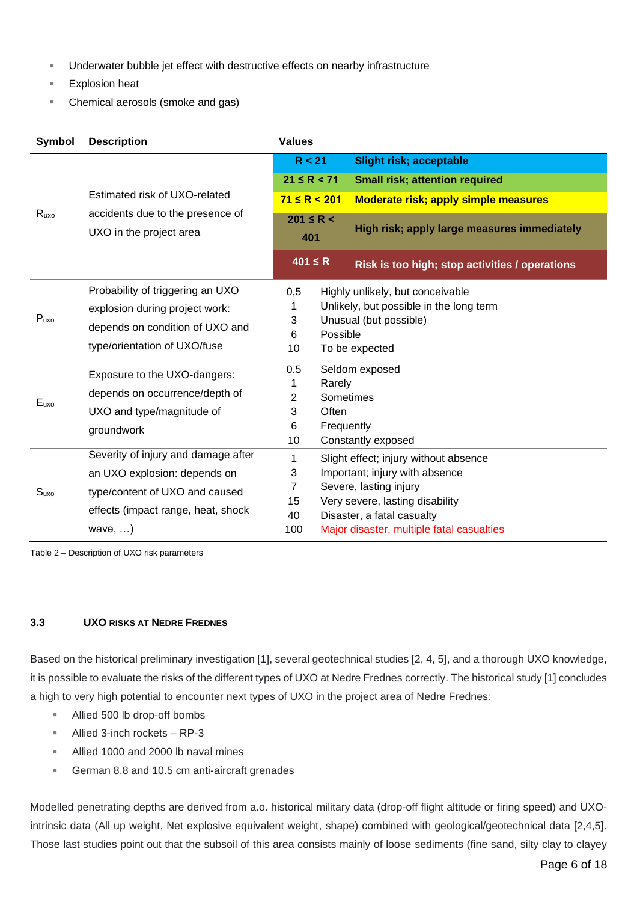- Underwater bubble jet effect with destructive effects on nearby infrastructure
- Explosion heat
- Chemical aerosols (smoke and gas)

| Symbol | Description | Values | |
|---|---|---|---|
| $R_{uxo}$ | Estimated risk of UXO-related accidents due to the presence of UXO in the project area | **R < 21** | **Slight risk; acceptable** |
| | | **21 ≤ R < 71** | **Small risk; attention required** |
| | | **71 ≤ R < 201** | **Moderate risk; apply simple measures** |
| | | **201 ≤ R < 401** | **High risk; apply large measures immediately** |
| | | **401 ≤ R** | **Risk is too high; stop activities / operations** |
| $P_{uxo}$ | Probability of triggering an UXO explosion during project work: depends on condition of UXO and type/orientation of UXO/fuse | 0,5 | Highly unlikely, but conceivable |
| | | 1 | Unlikely, but possible in the long term |
| | | 3 | Unusual (but possible) |
| | | 6 | Possible |
| | | 10 | To be expected |
| $E_{uxo}$ | Exposure to the UXO-dangers: depends on occurrence/depth of UXO and type/magnitude of groundwork | 0.5 | Seldom exposed |
| | | 1 | Rarely |
| | | 2 | Sometimes |
| | | 3 | Often |
| | | 6 | Frequently |
| | | 10 | Constantly exposed |
| $S_{uxo}$ | Severity of injury and damage after an UXO explosion: depends on type/content of UXO and caused effects (impact range, heat, shock wave, …) | 1 | Slight effect; injury without absence |
| | | 3 | Important; injury with absence |
| | | 7 | Severe, lasting injury |
| | | 15 | Very severe, lasting disability |
| | | 40 | Disaster, a fatal casualty |
| | | 100 | Major disaster, multiple fatal casualties |

Table 2 – Description of UXO risk parameters

### 3.3 UXO RISKS AT NEDRE FREDNES

Based on the historical preliminary investigation [1], several geotechnical studies [2, 4, 5], and a thorough UXO knowledge, it is possible to evaluate the risks of the different types of UXO at Nedre Frednes correctly. The historical study [1] concludes a high to very high potential to encounter next types of UXO in the project area of Nedre Frednes:

- Allied 500 lb drop-off bombs
- Allied 3-inch rockets – RP-3
- Allied 1000 and 2000 lb naval mines
- German 8.8 and 10.5 cm anti-aircraft grenades

Modelled penetrating depths are derived from a.o. historical military data (drop-off flight altitude or firing speed) and UXO-intrinsic data (All up weight, Net explosive equivalent weight, shape) combined with geological/geotechnical data [2,4,5]. Those last studies point out that the subsoil of this area consists mainly of loose sediments (fine sand, silty clay to clayey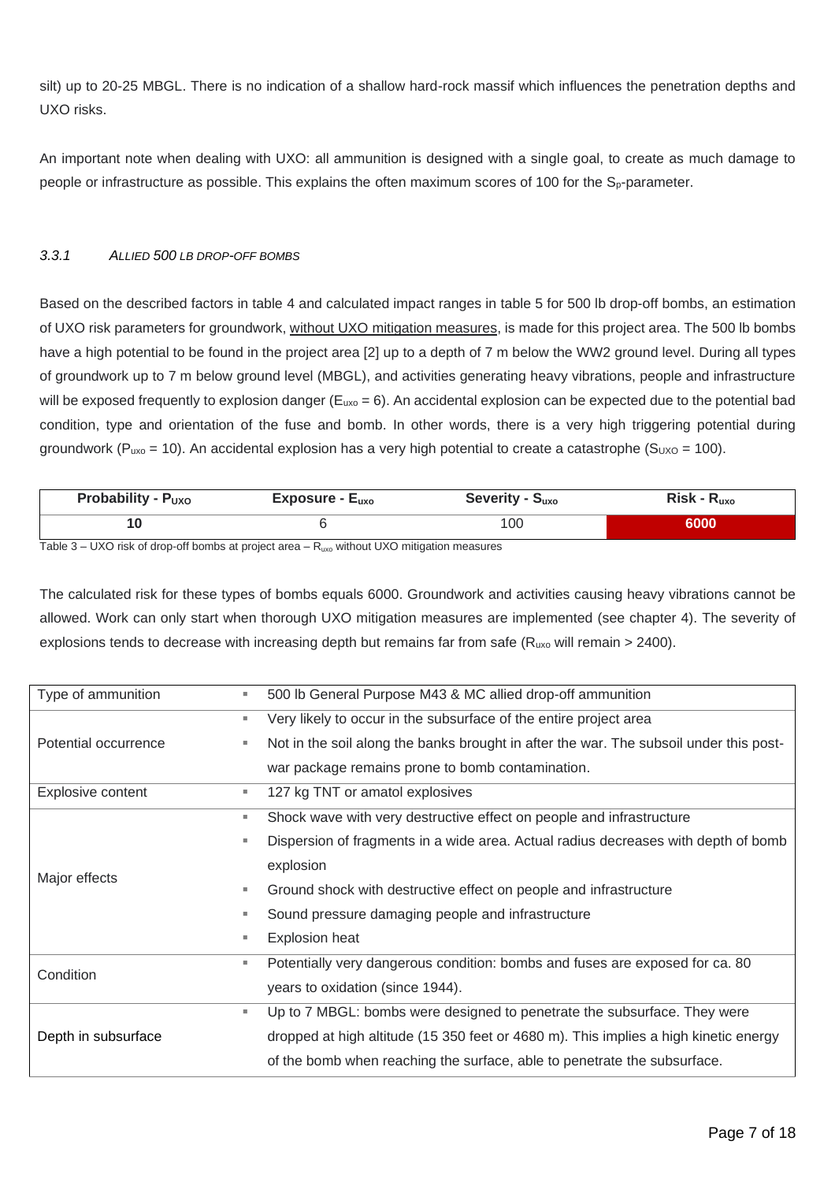silt) up to 20-25 MBGL. There is no indication of a shallow hard-rock massif which influences the penetration depths and UXO risks.

An important note when dealing with UXO: all ammunition is designed with a single goal, to create as much damage to people or infrastructure as possible. This explains the often maximum scores of 100 for the $S_p$-parameter.

### 3.3.1 *ALLIED 500 LB DROP-OFF BOMBS*

Based on the described factors in table 4 and calculated impact ranges in table 5 for 500 lb drop-off bombs, an estimation of UXO risk parameters for groundwork, <u>without UXO mitigation measures</u>, is made for this project area. The 500 lb bombs have a high potential to be found in the project area [2] up to a depth of 7 m below the WW2 ground level. During all types of groundwork up to 7 m below ground level (MBGL), and activities generating heavy vibrations, people and infrastructure will be exposed frequently to explosion danger ($E_{uxo}$ = 6). An accidental explosion can be expected due to the potential bad condition, type and orientation of the fuse and bomb. In other words, there is a very high triggering potential during groundwork ($P_{uxo}$ = 10). An accidental explosion has a very high potential to create a catastrophe ($S_{UXO}$ = 100).

| **Probability - $P_{UXO}$** | **Exposure - $E_{uxo}$** | **Severity - $S_{uxo}$** | **Risk - $R_{uxo}$** |
|---|---|---|---|
| **10** | 6 | 100 | **6000** |

Table 3 – UXO risk of drop-off bombs at project area – $R_{uxo}$ without UXO mitigation measures

The calculated risk for these types of bombs equals 6000. Groundwork and activities causing heavy vibrations cannot be allowed. Work can only start when thorough UXO mitigation measures are implemented (see chapter 4). The severity of explosions tends to decrease with increasing depth but remains far from safe ($R_{uxo}$ will remain > 2400).

| | |
|---|---|
| Type of ammunition | - 500 lb General Purpose M43 & MC allied drop-off ammunition |
| Potential occurrence | - Very likely to occur in the subsurface of the entire project area<br>- Not in the soil along the banks brought in after the war. The subsoil under this post-war package remains prone to bomb contamination. |
| Explosive content | - 127 kg TNT or amatol explosives |
| Major effects | - Shock wave with very destructive effect on people and infrastructure<br>- Dispersion of fragments in a wide area. Actual radius decreases with depth of bomb explosion<br>- Ground shock with destructive effect on people and infrastructure<br>- Sound pressure damaging people and infrastructure<br>- Explosion heat |
| Condition | - Potentially very dangerous condition: bombs and fuses are exposed for ca. 80 years to oxidation (since 1944). |
| Depth in subsurface | - Up to 7 MBGL: bombs were designed to penetrate the subsurface. They were dropped at high altitude (15 350 feet or 4680 m). This implies a high kinetic energy of the bomb when reaching the surface, able to penetrate the subsurface. |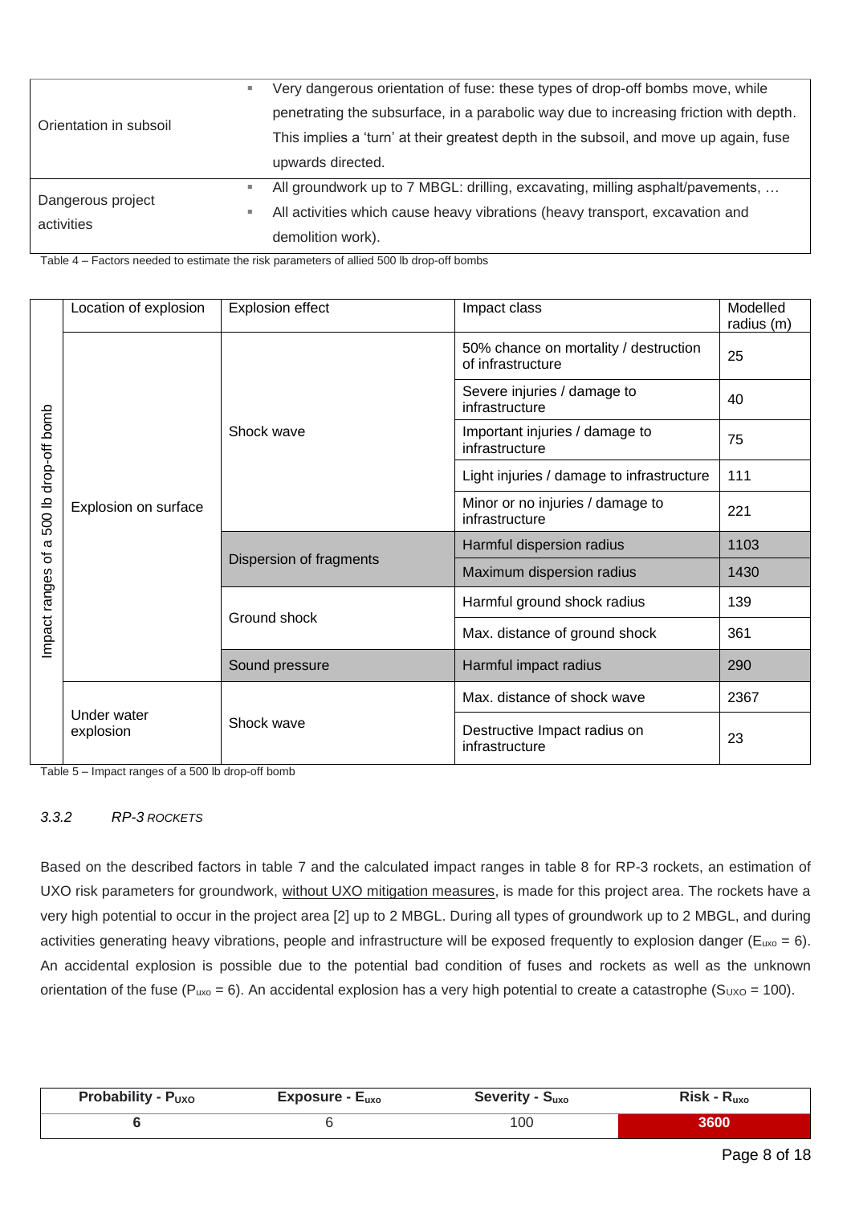| | |
|---|---|
| Orientation in subsoil | ▪ Very dangerous orientation of fuse: these types of drop-off bombs move, while penetrating the subsurface, in a parabolic way due to increasing friction with depth. This implies a 'turn' at their greatest depth in the subsoil, and move up again, fuse upwards directed. |
| Dangerous project activities | ▪ All groundwork up to 7 MBGL: drilling, excavating, milling asphalt/pavements, …<br>▪ All activities which cause heavy vibrations (heavy transport, excavation and demolition work). |

Table 4 – Factors needed to estimate the risk parameters of allied 500 lb drop-off bombs

| | Location of explosion | Explosion effect | Impact class | Modelled radius (m) |
|---|---|---|---|---|
| Impact ranges of a 500 lb drop-off bomb | Explosion on surface | Shock wave | 50% chance on mortality / destruction of infrastructure | 25 |
| | | | Severe injuries / damage to infrastructure | 40 |
| | | | Important injuries / damage to infrastructure | 75 |
| | | | Light injuries / damage to infrastructure | 111 |
| | | | Minor or no injuries / damage to infrastructure | 221 |
| | | Dispersion of fragments | Harmful dispersion radius | 1103 |
| | | | Maximum dispersion radius | 1430 |
| | | Ground shock | Harmful ground shock radius | 139 |
| | | | Max. distance of ground shock | 361 |
| | | Sound pressure | Harmful impact radius | 290 |
| | Under water explosion | Shock wave | Max. distance of shock wave | 2367 |
| | | | Destructive Impact radius on infrastructure | 23 |

Table 5 – Impact ranges of a 500 lb drop-off bomb

### *3.3.2 RP-3 ROCKETS*

Based on the described factors in table 7 and the calculated impact ranges in table 8 for RP-3 rockets, an estimation of UXO risk parameters for groundwork, without UXO mitigation measures, is made for this project area. The rockets have a very high potential to occur in the project area [2] up to 2 MBGL. During all types of groundwork up to 2 MBGL, and during activities generating heavy vibrations, people and infrastructure will be exposed frequently to explosion danger ($E_{uxo} = 6$). An accidental explosion is possible due to the potential bad condition of fuses and rockets as well as the unknown orientation of the fuse ($P_{uxo} = 6$). An accidental explosion has a very high potential to create a catastrophe ($S_{UXO} = 100$).

| Probability - $P_{UXO}$ | Exposure - $E_{uxo}$ | Severity - $S_{uxo}$ | Risk - $R_{uxo}$ |
|---|---|---|---|
| **6** | 6 | 100 | **3600** |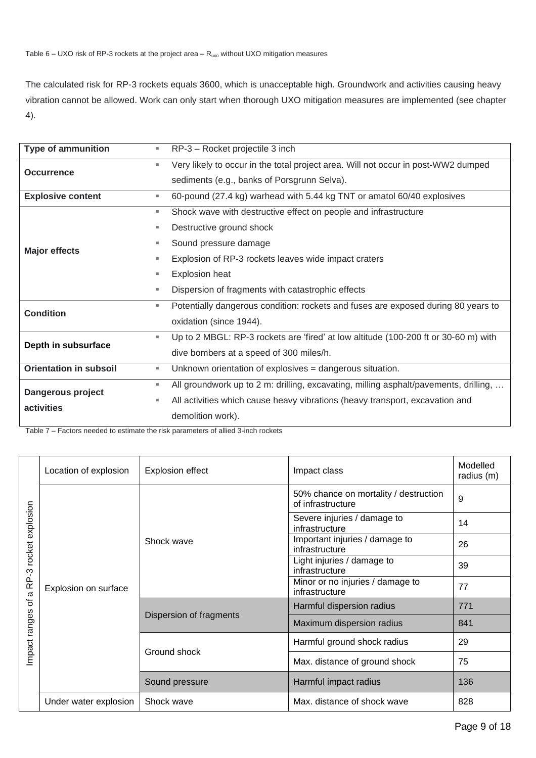Table 6 – UXO risk of RP-3 rockets at the project area – $R_{uxo}$ without UXO mitigation measures

The calculated risk for RP-3 rockets equals 3600, which is unacceptable high. Groundwork and activities causing heavy vibration cannot be allowed. Work can only start when thorough UXO mitigation measures are implemented (see chapter 4).

| **Type of ammunition** | RP-3 – Rocket projectile 3 inch |
|---|---|
| **Occurrence** | Very likely to occur in the total project area. Will not occur in post-WW2 dumped sediments (e.g., banks of Porsgrunn Selva). |
| **Explosive content** | 60-pound (27.4 kg) warhead with 5.44 kg TNT or amatol 60/40 explosives |
| **Major effects** | Shock wave with destructive effect on people and infrastructure<br>Destructive ground shock<br>Sound pressure damage<br>Explosion of RP-3 rockets leaves wide impact craters<br>Explosion heat<br>Dispersion of fragments with catastrophic effects |
| **Condition** | Potentially dangerous condition: rockets and fuses are exposed during 80 years to oxidation (since 1944). |
| **Depth in subsurface** | Up to 2 MBGL: RP-3 rockets are 'fired' at low altitude (100-200 ft or 30-60 m) with dive bombers at a speed of 300 miles/h. |
| **Orientation in subsoil** | Unknown orientation of explosives = dangerous situation. |
| **Dangerous project activities** | All groundwork up to 2 m: drilling, excavating, milling asphalt/pavements, drilling, …<br>All activities which cause heavy vibrations (heavy transport, excavation and demolition work). |

Table 7 – Factors needed to estimate the risk parameters of allied 3-inch rockets

| | Location of explosion | Explosion effect | Impact class | Modelled radius (m) |
|---|---|---|---|---|
| Impact ranges of a RP-3 rocket explosion | Explosion on surface | Shock wave | 50% chance on mortality / destruction of infrastructure | 9 |
| | | | Severe injuries / damage to infrastructure | 14 |
| | | | Important injuries / damage to infrastructure | 26 |
| | | | Light injuries / damage to infrastructure | 39 |
| | | | Minor or no injuries / damage to infrastructure | 77 |
| | | Dispersion of fragments | Harmful dispersion radius | 771 |
| | | | Maximum dispersion radius | 841 |
| | | Ground shock | Harmful ground shock radius | 29 |
| | | | Max. distance of ground shock | 75 |
| | | Sound pressure | Harmful impact radius | 136 |
| | Under water explosion | Shock wave | Max. distance of shock wave | 828 |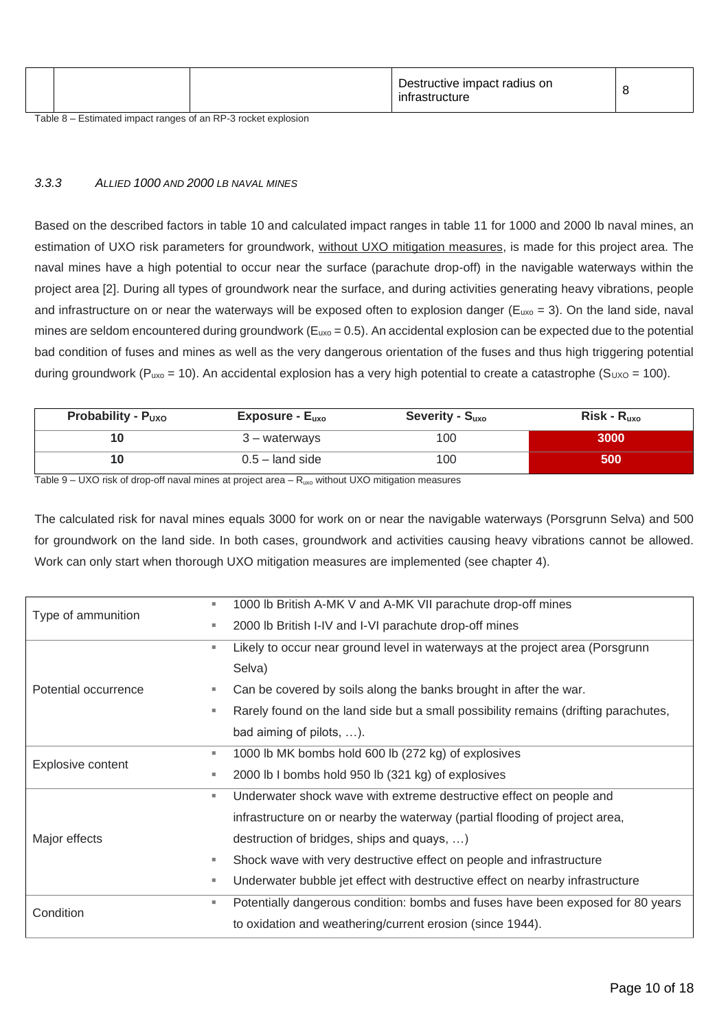| | | | Destructive impact radius on infrastructure | 8 |
|---|---|---|---|---|

Table 8 – Estimated impact ranges of an RP-3 rocket explosion

### *3.3.3 Allied 1000 and 2000 lb naval mines*

Based on the described factors in table 10 and calculated impact ranges in table 11 for 1000 and 2000 lb naval mines, an estimation of UXO risk parameters for groundwork, without UXO mitigation measures, is made for this project area. The naval mines have a high potential to occur near the surface (parachute drop-off) in the navigable waterways within the project area [2]. During all types of groundwork near the surface, and during activities generating heavy vibrations, people and infrastructure on or near the waterways will be exposed often to explosion danger ($E_{uxo} = 3$). On the land side, naval mines are seldom encountered during groundwork ($E_{uxo} = 0.5$). An accidental explosion can be expected due to the potential bad condition of fuses and mines as well as the very dangerous orientation of the fuses and thus high triggering potential during groundwork ($P_{uxo} = 10$). An accidental explosion has a very high potential to create a catastrophe ($S_{UXO} = 100$).

| **Probability - $P_{UXO}$** | **Exposure - $E_{uxo}$** | **Severity - $S_{uxo}$** | **Risk - $R_{uxo}$** |
|---|---|---|---|
| **10** | 3 – waterways | 100 | **3000** |
| **10** | 0.5 – land side | 100 | **500** |

Table 9 – UXO risk of drop-off naval mines at project area – $R_{uxo}$ without UXO mitigation measures

The calculated risk for naval mines equals 3000 for work on or near the navigable waterways (Porsgrunn Selva) and 500 for groundwork on the land side. In both cases, groundwork and activities causing heavy vibrations cannot be allowed. Work can only start when thorough UXO mitigation measures are implemented (see chapter 4).

| | |
|---|---|
| Type of ammunition | • 1000 lb British A-MK V and A-MK VII parachute drop-off mines<br>• 2000 lb British I-IV and I-VI parachute drop-off mines |
| Potential occurrence | • Likely to occur near ground level in waterways at the project area (Porsgrunn Selva)<br>• Can be covered by soils along the banks brought in after the war.<br>• Rarely found on the land side but a small possibility remains (drifting parachutes, bad aiming of pilots, …). |
| Explosive content | • 1000 lb MK bombs hold 600 lb (272 kg) of explosives<br>• 2000 lb I bombs hold 950 lb (321 kg) of explosives |
| Major effects | • Underwater shock wave with extreme destructive effect on people and infrastructure on or nearby the waterway (partial flooding of project area, destruction of bridges, ships and quays, …)<br>• Shock wave with very destructive effect on people and infrastructure<br>• Underwater bubble jet effect with destructive effect on nearby infrastructure |
| Condition | • Potentially dangerous condition: bombs and fuses have been exposed for 80 years to oxidation and weathering/current erosion (since 1944). |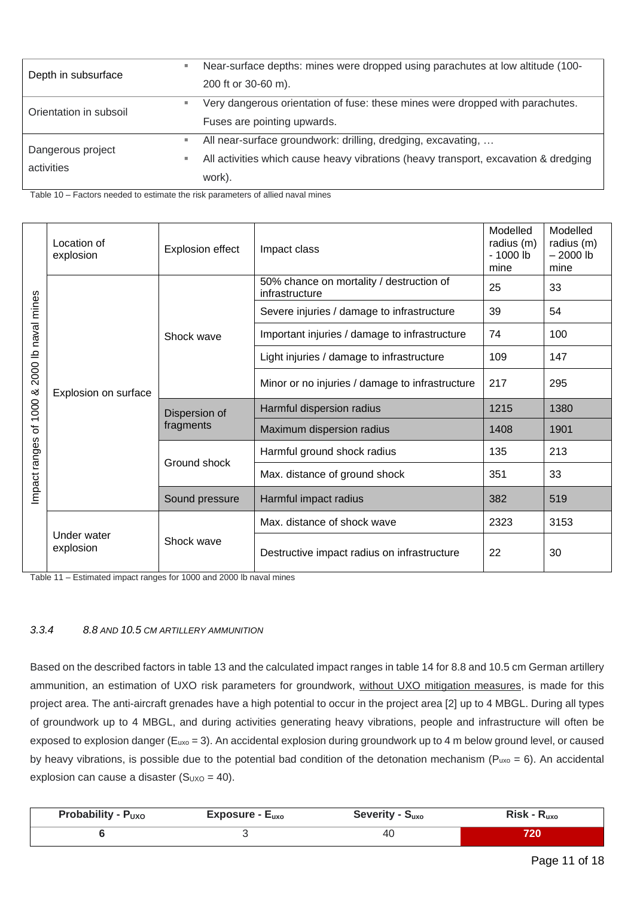| Depth in subsurface | - Near-surface depths: mines were dropped using parachutes at low altitude (100-200 ft or 30-60 m). |
|---|---|
| Orientation in subsoil | - Very dangerous orientation of fuse: these mines were dropped with parachutes. Fuses are pointing upwards. |
| Dangerous project activities | - All near-surface groundwork: drilling, dredging, excavating, … <br> - All activities which cause heavy vibrations (heavy transport, excavation & dredging work). |

Table 10 – Factors needed to estimate the risk parameters of allied naval mines

| | Location of explosion | Explosion effect | Impact class | Modelled radius (m) - 1000 lb mine | Modelled radius (m) – 2000 lb mine |
|---|---|---|---|---|---|
| Impact ranges of 1000 & 2000 lb naval mines | Explosion on surface | Shock wave | 50% chance on mortality / destruction of infrastructure | 25 | 33 |
| | | | Severe injuries / damage to infrastructure | 39 | 54 |
| | | | Important injuries / damage to infrastructure | 74 | 100 |
| | | | Light injuries / damage to infrastructure | 109 | 147 |
| | | | Minor or no injuries / damage to infrastructure | 217 | 295 |
| | | Dispersion of fragments | Harmful dispersion radius | 1215 | 1380 |
| | | | Maximum dispersion radius | 1408 | 1901 |
| | | Ground shock | Harmful ground shock radius | 135 | 213 |
| | | | Max. distance of ground shock | 351 | 33 |
| | | Sound pressure | Harmful impact radius | 382 | 519 |
| | Under water explosion | Shock wave | Max. distance of shock wave | 2323 | 3153 |
| | | | Destructive impact radius on infrastructure | 22 | 30 |

Table 11 – Estimated impact ranges for 1000 and 2000 lb naval mines

### *3.3.4 8.8 AND 10.5 CM ARTILLERY AMMUNITION*

Based on the described factors in table 13 and the calculated impact ranges in table 14 for 8.8 and 10.5 cm German artillery ammunition, an estimation of UXO risk parameters for groundwork, without UXO mitigation measures, is made for this project area. The anti-aircraft grenades have a high potential to occur in the project area [2] up to 4 MBGL. During all types of groundwork up to 4 MBGL, and during activities generating heavy vibrations, people and infrastructure will often be exposed to explosion danger ($E_{uxo}$ = 3). An accidental explosion during groundwork up to 4 m below ground level, or caused by heavy vibrations, is possible due to the potential bad condition of the detonation mechanism ($P_{uxo}$ = 6). An accidental explosion can cause a disaster ($S_{UXO}$ = 40).

| Probability - $P_{UXO}$ | Exposure - $E_{uxo}$ | Severity - $S_{uxo}$ | Risk - $R_{uxo}$ |
|---|---|---|---|
| **6** | 3 | 40 | **720** |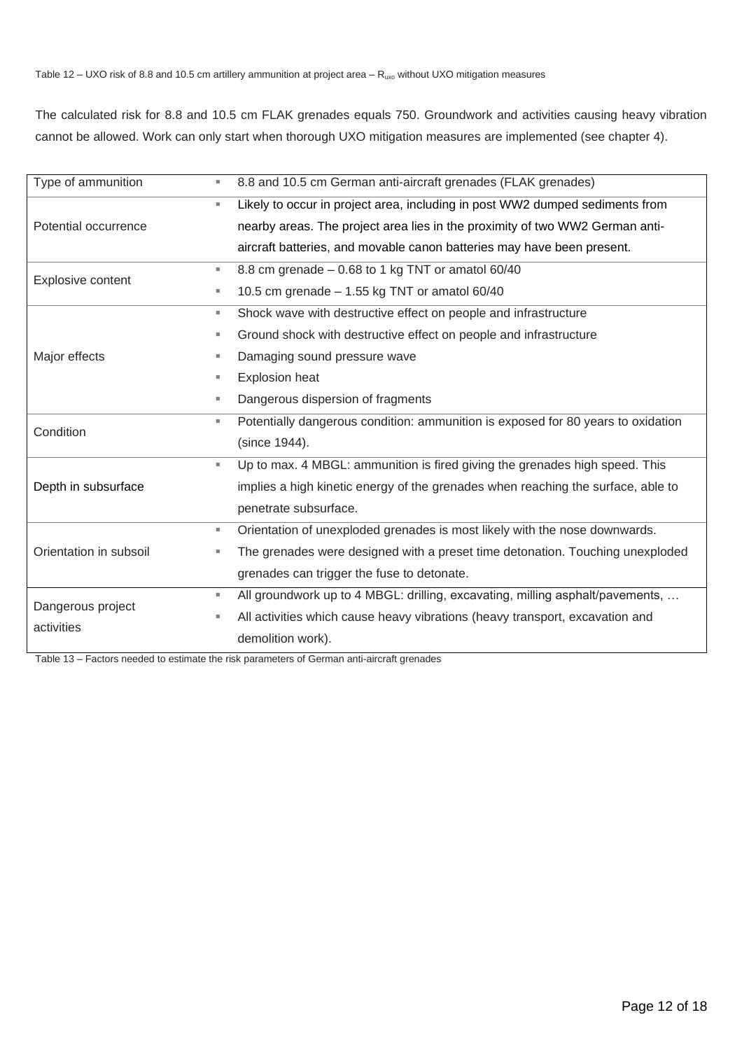Table 12 – UXO risk of 8.8 and 10.5 cm artillery ammunition at project area – $R_{uxo}$ without UXO mitigation measures

The calculated risk for 8.8 and 10.5 cm FLAK grenades equals 750. Groundwork and activities causing heavy vibration cannot be allowed. Work can only start when thorough UXO mitigation measures are implemented (see chapter 4).

| Type of ammunition | ▪ 8.8 and 10.5 cm German anti-aircraft grenades (FLAK grenades) |
|---|---|
| Potential occurrence | ▪ Likely to occur in project area, including in post WW2 dumped sediments from nearby areas. The project area lies in the proximity of two WW2 German anti-aircraft batteries, and movable canon batteries may have been present. |
| Explosive content | ▪ 8.8 cm grenade – 0.68 to 1 kg TNT or amatol 60/40<br>▪ 10.5 cm grenade – 1.55 kg TNT or amatol 60/40 |
| Major effects | ▪ Shock wave with destructive effect on people and infrastructure<br>▪ Ground shock with destructive effect on people and infrastructure<br>▪ Damaging sound pressure wave<br>▪ Explosion heat<br>▪ Dangerous dispersion of fragments |
| Condition | ▪ Potentially dangerous condition: ammunition is exposed for 80 years to oxidation (since 1944). |
| Depth in subsurface | ▪ Up to max. 4 MBGL: ammunition is fired giving the grenades high speed. This implies a high kinetic energy of the grenades when reaching the surface, able to penetrate subsurface. |
| Orientation in subsoil | ▪ Orientation of unexploded grenades is most likely with the nose downwards.<br>▪ The grenades were designed with a preset time detonation. Touching unexploded grenades can trigger the fuse to detonate. |
| Dangerous project activities | ▪ All groundwork up to 4 MBGL: drilling, excavating, milling asphalt/pavements, …<br>▪ All activities which cause heavy vibrations (heavy transport, excavation and demolition work). |

Table 13 – Factors needed to estimate the risk parameters of German anti-aircraft grenades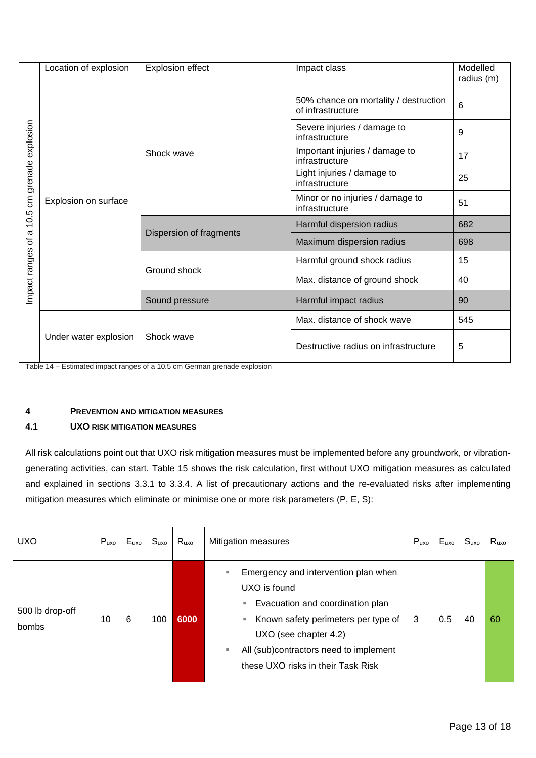| | Location of explosion | Explosion effect | Impact class | Modelled radius (m) |
|---|---|---|---|---|
| Impact ranges of a 10.5 cm grenade explosion | Explosion on surface | Shock wave | 50% chance on mortality / destruction of infrastructure | 6 |
| | | | Severe injuries / damage to infrastructure | 9 |
| | | | Important injuries / damage to infrastructure | 17 |
| | | | Light injuries / damage to infrastructure | 25 |
| | | | Minor or no injuries / damage to infrastructure | 51 |
| | | Dispersion of fragments | Harmful dispersion radius | 682 |
| | | | Maximum dispersion radius | 698 |
| | | Ground shock | Harmful ground shock radius | 15 |
| | | | Max. distance of ground shock | 40 |
| | | Sound pressure | Harmful impact radius | 90 |
| | Under water explosion | Shock wave | Max. distance of shock wave | 545 |
| | | | Destructive radius on infrastructure | 5 |

Table 14 – Estimated impact ranges of a 10.5 cm German grenade explosion

## 4 PREVENTION AND MITIGATION MEASURES

### 4.1 UXO RISK MITIGATION MEASURES

All risk calculations point out that UXO risk mitigation measures must be implemented before any groundwork, or vibration-generating activities, can start. Table 15 shows the risk calculation, first without UXO mitigation measures as calculated and explained in sections 3.3.1 to 3.3.4. A list of precautionary actions and the re-evaluated risks after implementing mitigation measures which eliminate or minimise one or more risk parameters (P, E, S):

| UXO | $P_{uxo}$ | $E_{uxo}$ | $S_{uxo}$ | $R_{uxo}$ | Mitigation measures | $P_{uxo}$ | $E_{uxo}$ | $S_{uxo}$ | $R_{uxo}$ |
|---|---|---|---|---|---|---|---|---|---|
| 500 lb drop-off bombs | 10 | 6 | 100 | **6000** | ▪ Emergency and intervention plan when UXO is found<br>▪ Evacuation and coordination plan<br>▪ Known safety perimeters per type of UXO (see chapter 4.2)<br>▪ All (sub)contractors need to implement these UXO risks in their Task Risk | 3 | 0.5 | 40 | 60 |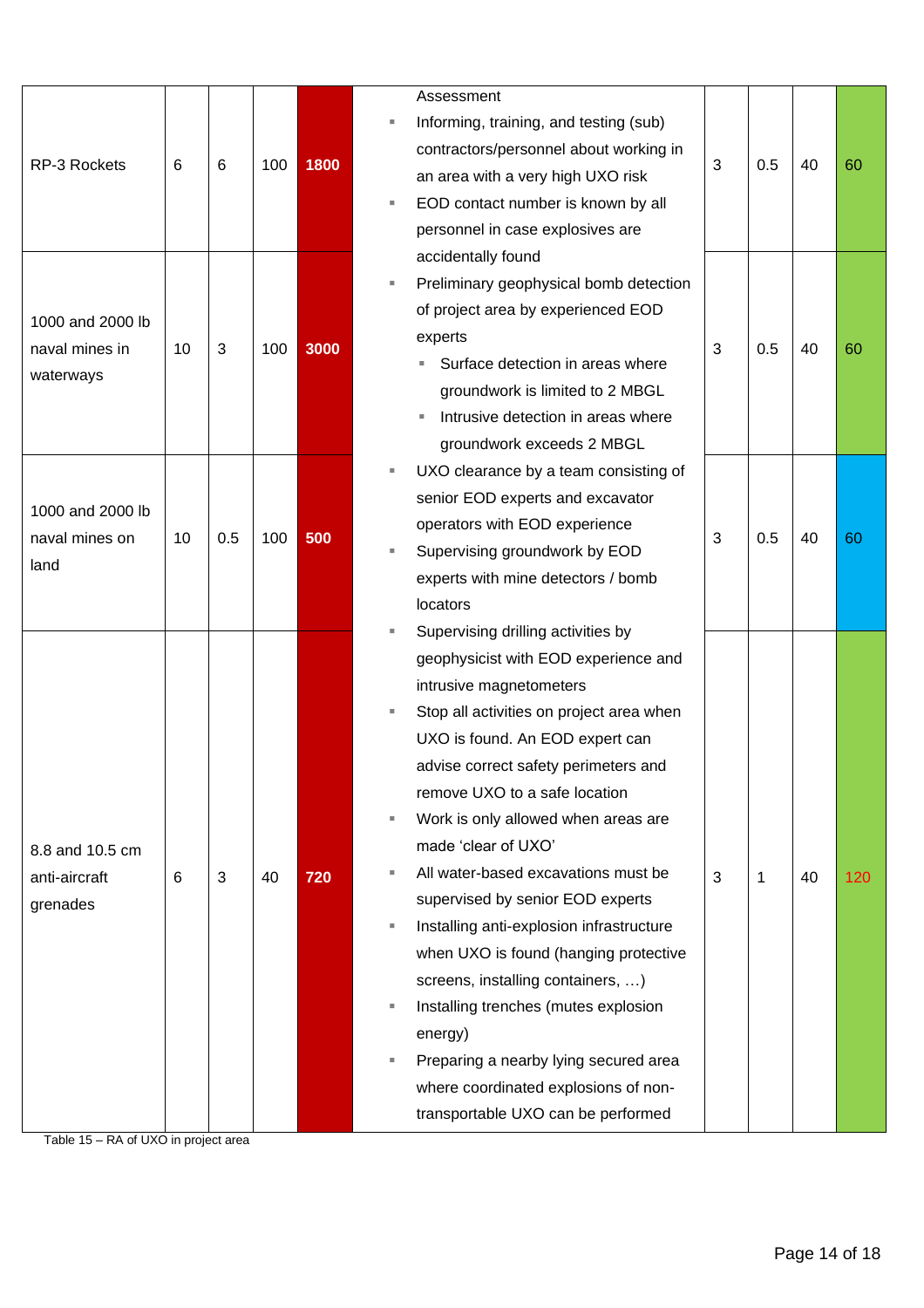| | | | | | | | | | |
|---|---|---|---|---|---|---|---|---|---|
| RP-3 Rockets | 6 | 6 | 100 | **1800** | Assessment<br>▪ Informing, training, and testing (sub) contractors/personnel about working in an area with a very high UXO risk<br>▪ EOD contact number is known by all personnel in case explosives are accidentally found<br>▪ Preliminary geophysical bomb detection of project area by experienced EOD experts<br>&nbsp;&nbsp;▪ Surface detection in areas where groundwork is limited to 2 MBGL<br>&nbsp;&nbsp;▪ Intrusive detection in areas where groundwork exceeds 2 MBGL<br>▪ UXO clearance by a team consisting of senior EOD experts and excavator operators with EOD experience<br>▪ Supervising groundwork by EOD experts with mine detectors / bomb locators<br>▪ Supervising drilling activities by geophysicist with EOD experience and intrusive magnetometers<br>▪ Stop all activities on project area when UXO is found. An EOD expert can advise correct safety perimeters and remove UXO to a safe location<br>▪ Work is only allowed when areas are made 'clear of UXO'<br>▪ All water-based excavations must be supervised by senior EOD experts<br>▪ Installing anti-explosion infrastructure when UXO is found (hanging protective screens, installing containers, …)<br>▪ Installing trenches (mutes explosion energy)<br>▪ Preparing a nearby lying secured area where coordinated explosions of non-transportable UXO can be performed | 3 | 0.5 | 40 | 60 |
| 1000 and 2000 lb naval mines in waterways | 10 | 3 | 100 | **3000** | | 3 | 0.5 | 40 | 60 |
| 1000 and 2000 lb naval mines on land | 10 | 0.5 | 100 | **500** | | 3 | 0.5 | 40 | 60 |
| 8.8 and 10.5 cm anti-aircraft grenades | 6 | 3 | 40 | **720** | | 3 | 1 | 40 | 120 |

Table 15 – RA of UXO in project area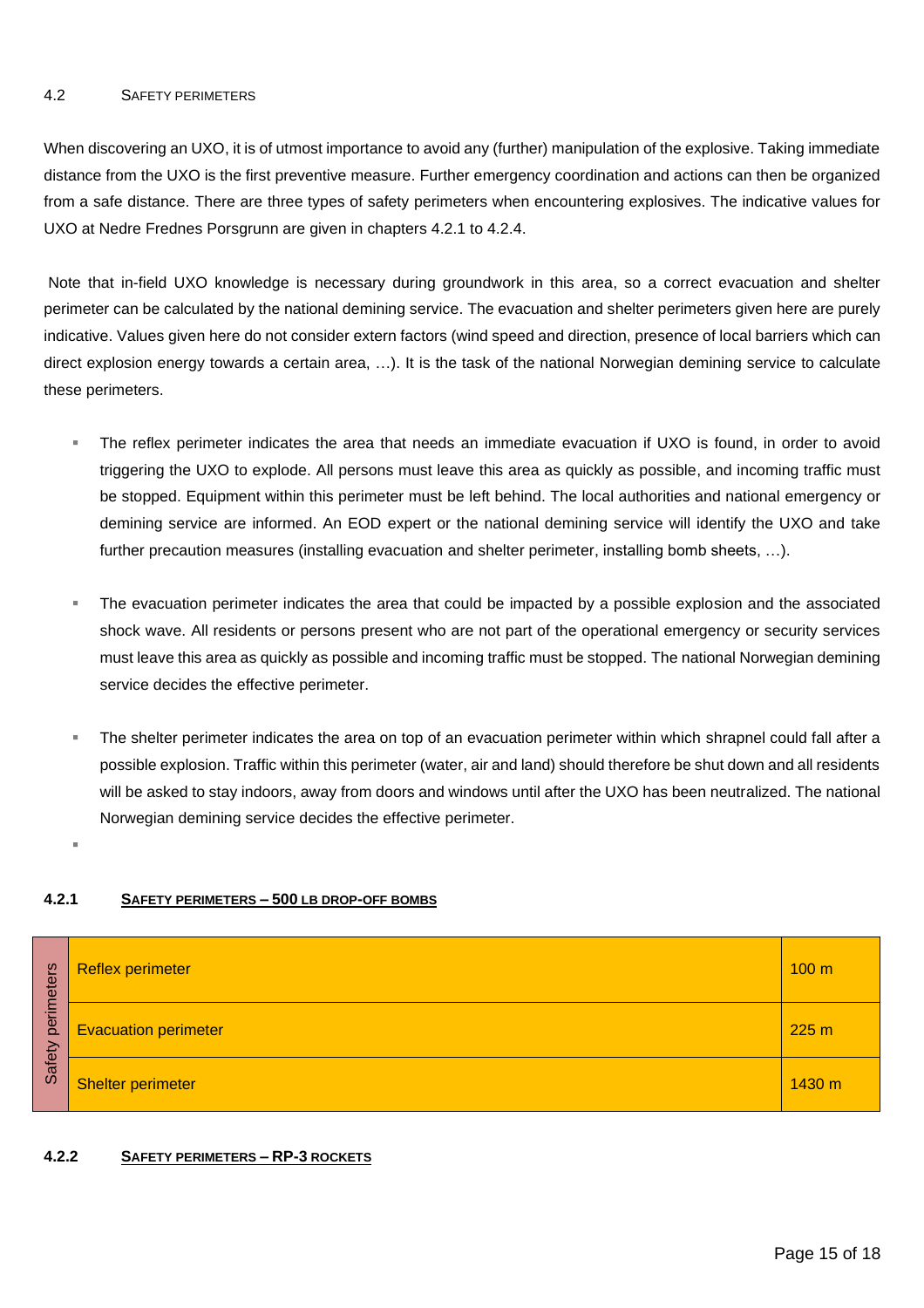### 4.2 Safety perimeters

When discovering an UXO, it is of utmost importance to avoid any (further) manipulation of the explosive. Taking immediate distance from the UXO is the first preventive measure. Further emergency coordination and actions can then be organized from a safe distance. There are three types of safety perimeters when encountering explosives. The indicative values for UXO at Nedre Frednes Porsgrunn are given in chapters 4.2.1 to 4.2.4.

Note that in-field UXO knowledge is necessary during groundwork in this area, so a correct evacuation and shelter perimeter can be calculated by the national demining service. The evacuation and shelter perimeters given here are purely indicative. Values given here do not consider extern factors (wind speed and direction, presence of local barriers which can direct explosion energy towards a certain area, …). It is the task of the national Norwegian demining service to calculate these perimeters.

- The reflex perimeter indicates the area that needs an immediate evacuation if UXO is found, in order to avoid triggering the UXO to explode. All persons must leave this area as quickly as possible, and incoming traffic must be stopped. Equipment within this perimeter must be left behind. The local authorities and national emergency or demining service are informed. An EOD expert or the national demining service will identify the UXO and take further precaution measures (installing evacuation and shelter perimeter, installing bomb sheets, …).
- The evacuation perimeter indicates the area that could be impacted by a possible explosion and the associated shock wave. All residents or persons present who are not part of the operational emergency or security services must leave this area as quickly as possible and incoming traffic must be stopped. The national Norwegian demining service decides the effective perimeter.
- The shelter perimeter indicates the area on top of an evacuation perimeter within which shrapnel could fall after a possible explosion. Traffic within this perimeter (water, air and land) should therefore be shut down and all residents will be asked to stay indoors, away from doors and windows until after the UXO has been neutralized. The national Norwegian demining service decides the effective perimeter.

#### 4.2.1 Safety perimeters – 500 lb drop-off bombs

| Safety perimeters | | |
|---|---|---|
| | Reflex perimeter | 100 m |
| | Evacuation perimeter | 225 m |
| | Shelter perimeter | 1430 m |

#### 4.2.2 Safety perimeters – RP-3 rockets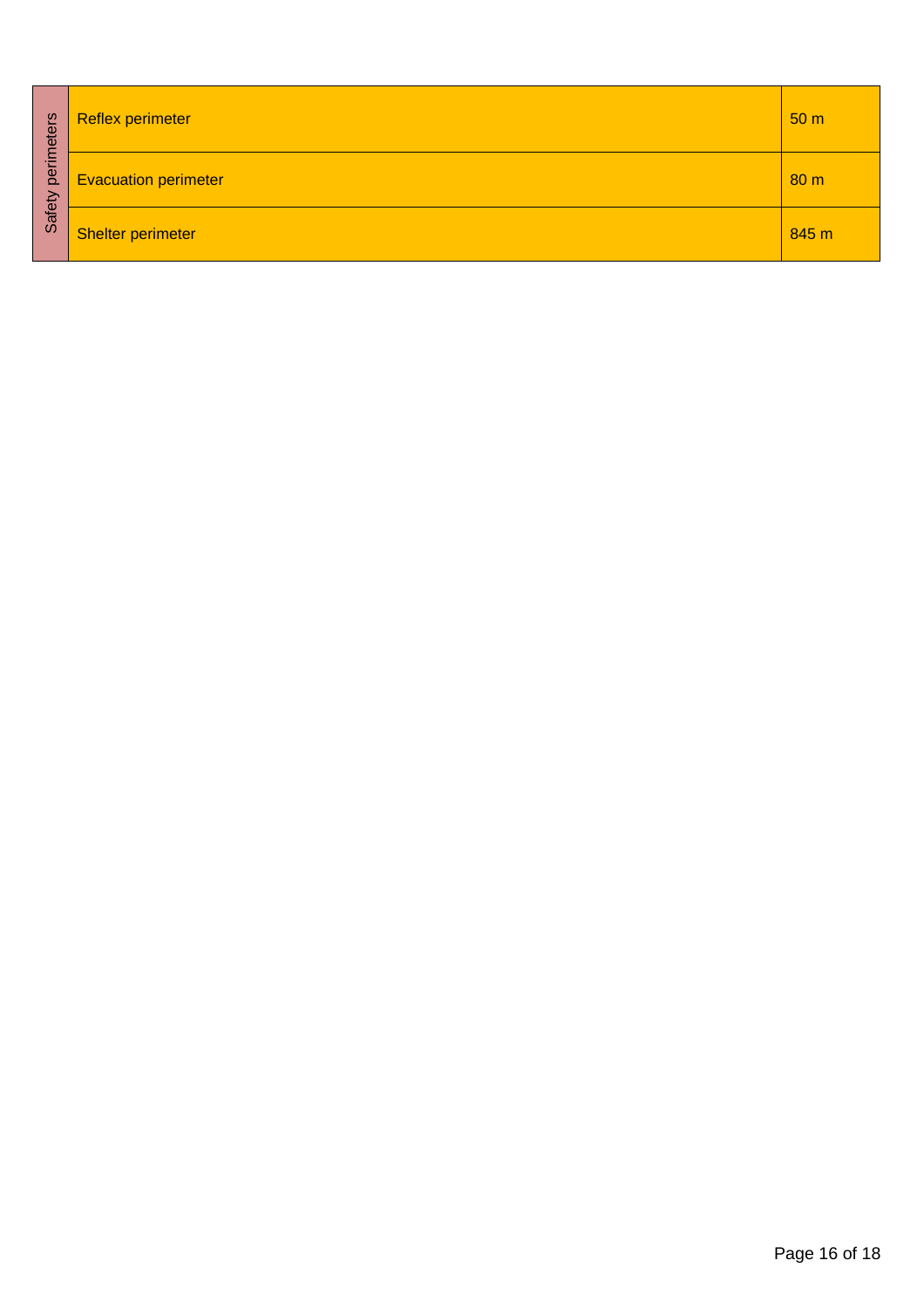| Safety perimeters | | |
|---|---|---|
| | Reflex perimeter | 50 m |
| | Evacuation perimeter | 80 m |
| | Shelter perimeter | 845 m |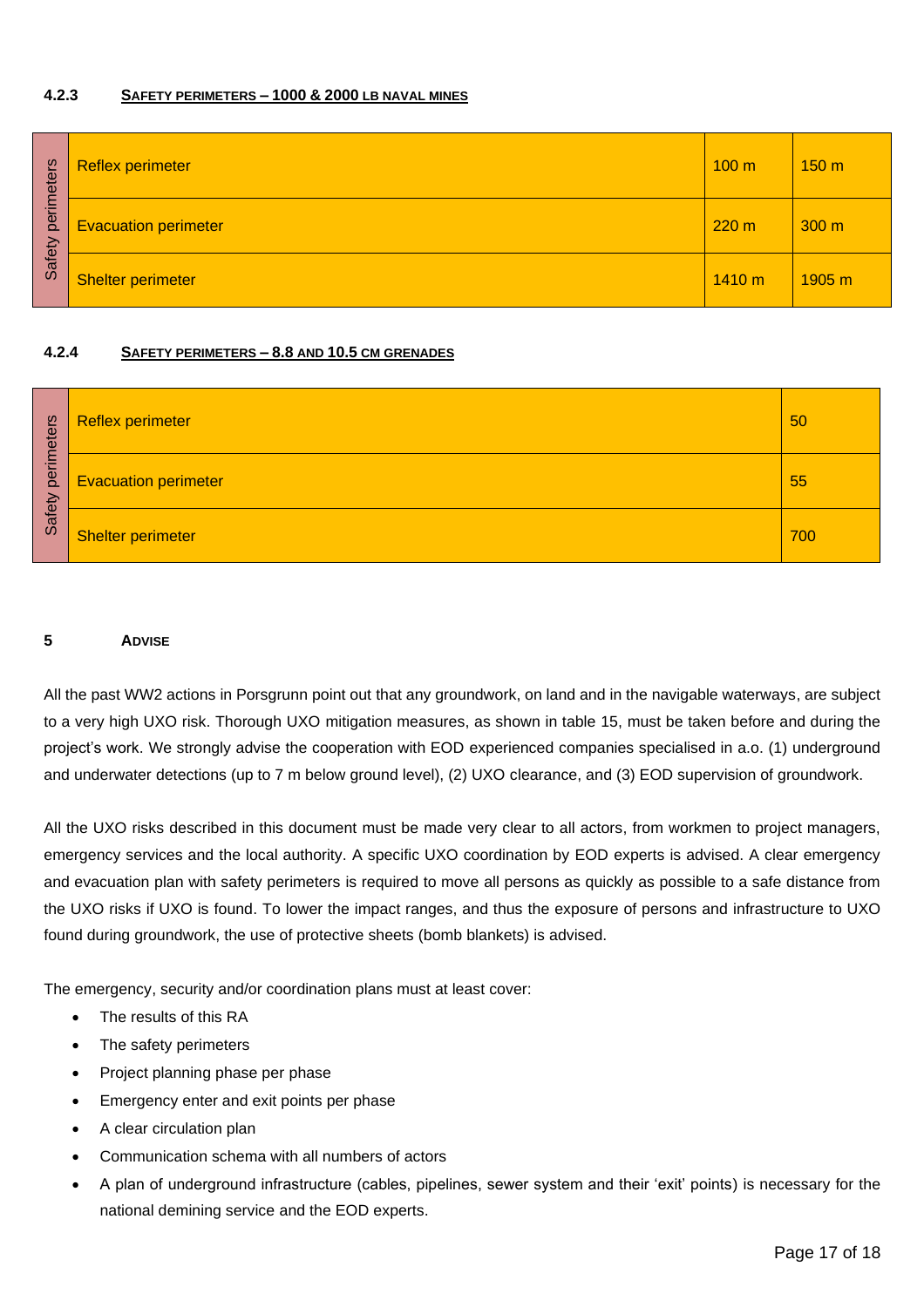#### 4.2.3 SAFETY PERIMETERS – 1000 & 2000 LB NAVAL MINES

| Safety perimeters | | | |
|---|---|---|---|
| | Reflex perimeter | 100 m | 150 m |
| | Evacuation perimeter | 220 m | 300 m |
| | Shelter perimeter | 1410 m | 1905 m |

#### 4.2.4 SAFETY PERIMETERS – 8.8 AND 10.5 CM GRENADES

| Safety perimeters | | |
|---|---|---|
| | Reflex perimeter | 50 |
| | Evacuation perimeter | 55 |
| | Shelter perimeter | 700 |

## 5 ADVISE

All the past WW2 actions in Porsgrunn point out that any groundwork, on land and in the navigable waterways, are subject to a very high UXO risk. Thorough UXO mitigation measures, as shown in table 15, must be taken before and during the project's work. We strongly advise the cooperation with EOD experienced companies specialised in a.o. (1) underground and underwater detections (up to 7 m below ground level), (2) UXO clearance, and (3) EOD supervision of groundwork.

All the UXO risks described in this document must be made very clear to all actors, from workmen to project managers, emergency services and the local authority. A specific UXO coordination by EOD experts is advised. A clear emergency and evacuation plan with safety perimeters is required to move all persons as quickly as possible to a safe distance from the UXO risks if UXO is found. To lower the impact ranges, and thus the exposure of persons and infrastructure to UXO found during groundwork, the use of protective sheets (bomb blankets) is advised.

The emergency, security and/or coordination plans must at least cover:

- The results of this RA
- The safety perimeters
- Project planning phase per phase
- Emergency enter and exit points per phase
- A clear circulation plan
- Communication schema with all numbers of actors
- A plan of underground infrastructure (cables, pipelines, sewer system and their 'exit' points) is necessary for the national demining service and the EOD experts.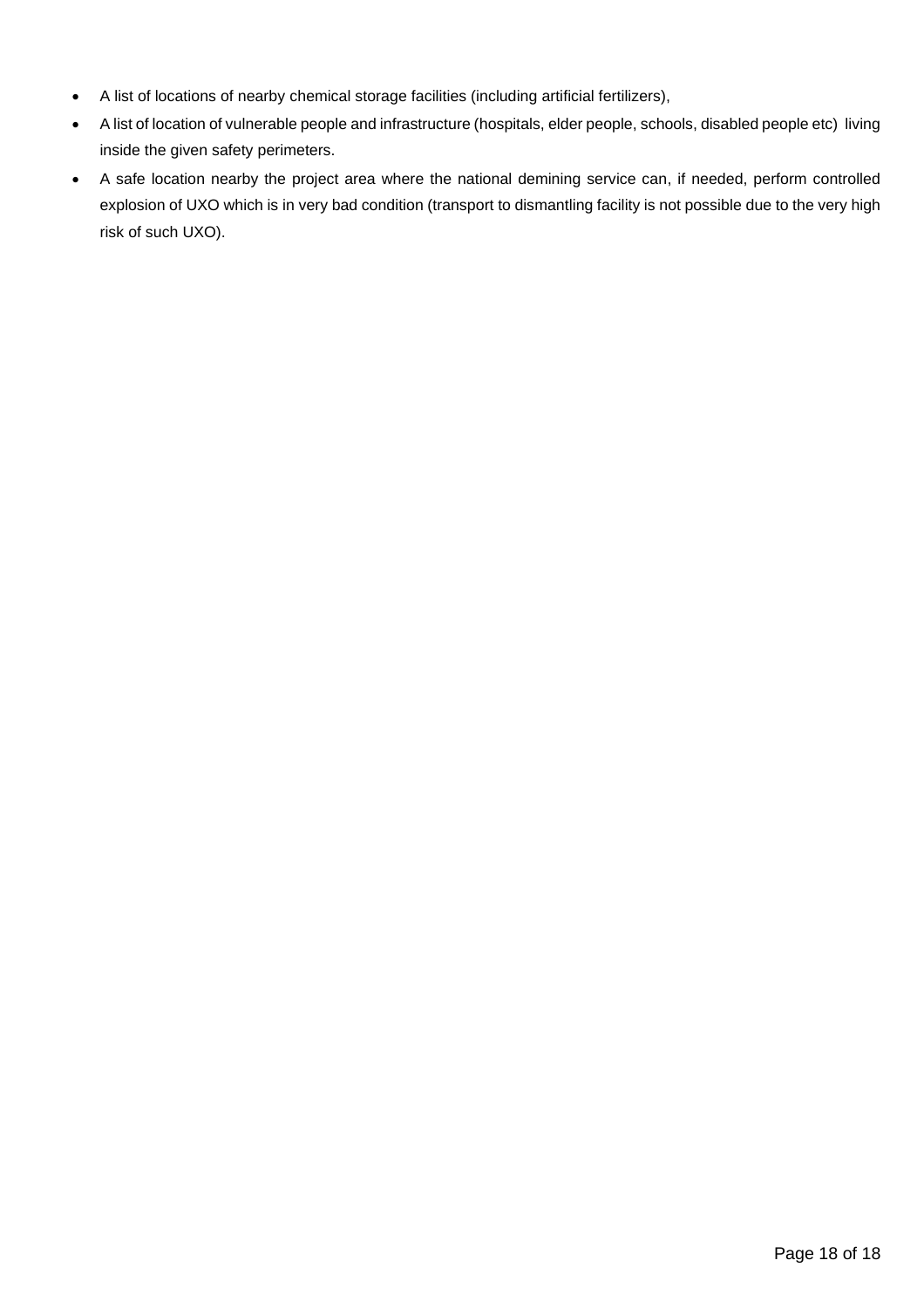- A list of locations of nearby chemical storage facilities (including artificial fertilizers),
- A list of location of vulnerable people and infrastructure (hospitals, elder people, schools, disabled people etc) living inside the given safety perimeters.
- A safe location nearby the project area where the national demining service can, if needed, perform controlled explosion of UXO which is in very bad condition (transport to dismantling facility is not possible due to the very high risk of such UXO).